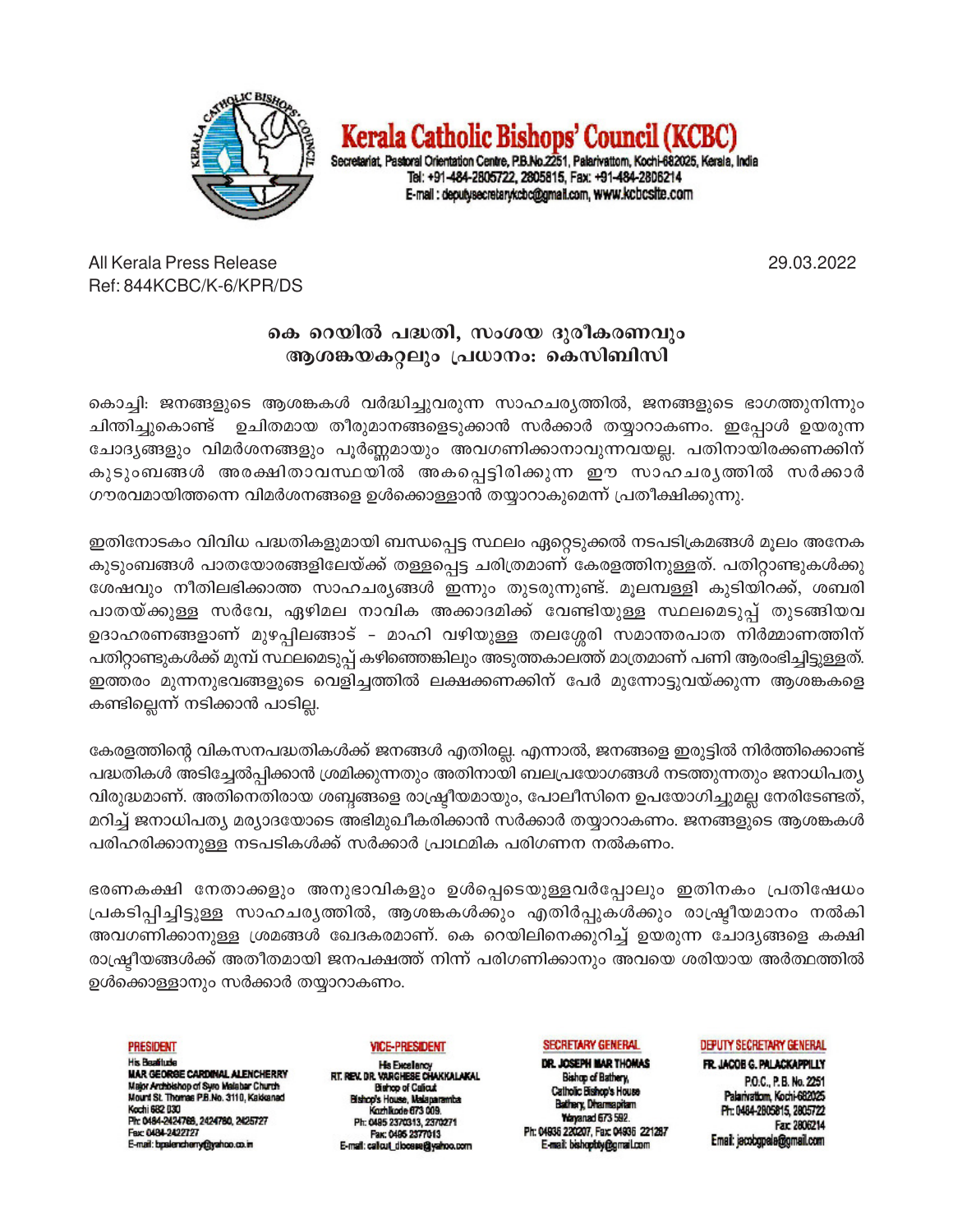**Kerala Catholic Bishops' Council (KCBC)**

Secretariat, Pastoral Orientation Centre, P.B.No.2251, Palarivattom, Kochi-682025, Kerala, India
Tel: +91-484-2805722, 2805815, Fax: +91-484-2806214
E-mail : deputysecretarykcbc@gmail.com, www.kcbcsite.com

All Kerala Press Release
Ref: 844KCBC/K-6/KPR/DS

29.03.2022

## കെ റെയിൽ പദ്ധതി, സംശയ ദൂരീകരണവും ആശങ്കയകറ്റലും പ്രധാനം: കെസിബിസി

കൊച്ചി: ജനങ്ങളുടെ ആശങ്കകൾ വർദ്ധിച്ചുവരുന്ന സാഹചര്യത്തിൽ, ജനങ്ങളുടെ ഭാഗത്തുനിന്നും ചിന്തിച്ചുകൊണ്ട് ഉചിതമായ തീരുമാനങ്ങളെടുക്കാൻ സർക്കാർ തയ്യാറാകണം. ഇപ്പോൾ ഉയരുന്ന ചോദ്യങ്ങളും വിമർശനങ്ങളും പൂർണ്ണമായും അവഗണിക്കാനാവുന്നവയല്ല. പതിനായിരക്കണക്കിന് കുടുംബങ്ങൾ അരക്ഷിതാവസ്ഥയിൽ അകപ്പെട്ടിരിക്കുന്ന ഈ സാഹചര്യത്തിൽ സർക്കാർ ഗൗരവമായിത്തന്നെ വിമർശനങ്ങളെ ഉൾക്കൊള്ളാൻ തയ്യാറാകുമെന്ന് പ്രതീക്ഷിക്കുന്നു.

ഇതിനോടകം വിവിധ പദ്ധതികളുമായി ബന്ധപ്പെട്ട സ്ഥലം ഏറ്റെടുക്കൽ നടപടിക്രമങ്ങൾ മൂലം അനേക കുടുംബങ്ങൾ പാതയോരങ്ങളിലേയ്ക്ക് തള്ളപ്പെട്ട ചരിത്രമാണ് കേരളത്തിനുള്ളത്. പതിറ്റാണ്ടുകൾക്കു ശേഷവും നീതിലഭിക്കാത്ത സാഹചര്യങ്ങൾ ഇന്നും തുടരുന്നുണ്ട്. മൂലമ്പള്ളി കുടിയിറക്ക്, ശബരി പാതയ്ക്കുള്ള സർവേ, ഏഴിമല നാവിക അക്കാദമിക്ക് വേണ്ടിയുള്ള സ്ഥലമെടുപ്പ് തുടങ്ങിയവ ഉദാഹരണങ്ങളാണ് മുഴപ്പിലങ്ങാട് - മാഹി വഴിയുള്ള തലശ്ശേരി സമാന്തരപാത നിർമ്മാണത്തിന് പതിറ്റാണ്ടുകൾക്ക് മുമ്പ് സ്ഥലമെടുപ്പ് കഴിഞ്ഞെങ്കിലും അടുത്തകാലത്ത് മാത്രമാണ് പണി ആരംഭിച്ചിട്ടുള്ളത്. ഇത്തരം മുന്നനുഭവങ്ങളുടെ വെളിച്ചത്തിൽ ലക്ഷക്കണക്കിന് പേർ മുന്നോട്ടുവയ്ക്കുന്ന ആശങ്കകളെ കണ്ടില്ലെന്ന് നടിക്കാൻ പാടില്ല.

കേരളത്തിന്റെ വികസനപദ്ധതികൾക്ക് ജനങ്ങൾ എതിരല്ല. എന്നാൽ, ജനങ്ങളെ ഇരുട്ടിൽ നിർത്തിക്കൊണ്ട് പദ്ധതികൾ അടിച്ചേൽപ്പിക്കാൻ ശ്രമിക്കുന്നതും അതിനായി ബലപ്രയോഗങ്ങൾ നടത്തുന്നതും ജനാധിപത്യ വിരുദ്ധമാണ്. അതിനെതിരായ ശബ്ദങ്ങളെ രാഷ്ട്രീയമായും, പോലീസിനെ ഉപയോഗിച്ചുമല്ല നേരിടേണ്ടത്, മറിച്ച് ജനാധിപത്യ മര്യാദയോടെ അഭിമുഖീകരിക്കാൻ സർക്കാർ തയ്യാറാകണം. ജനങ്ങളുടെ ആശങ്കകൾ പരിഹരിക്കാനുള്ള നടപടികൾക്ക് സർക്കാർ പ്രാഥമിക പരിഗണന നൽകണം.

ഭരണകക്ഷി നേതാക്കളും അനുഭാവികളും ഉൾപ്പെടെയുള്ളവർപ്പോലും ഇതിനകം പ്രതിഷേധം പ്രകടിപ്പിച്ചിട്ടുള്ള സാഹചര്യത്തിൽ, ആശങ്കകൾക്കും എതിർപ്പുകൾക്കും രാഷ്ട്രീയമാനം നൽകി അവഗണിക്കാനുള്ള ശ്രമങ്ങൾ ഖേദകരമാണ്. കെ റെയിലിനെക്കുറിച്ച് ഉയരുന്ന ചോദ്യങ്ങളെ കക്ഷി രാഷ്ട്രീയങ്ങൾക്ക് അതീതമായി ജനപക്ഷത്ത് നിന്ന് പരിഗണിക്കാനും അവയെ ശരിയായ അർത്ഥത്തിൽ ഉൾക്കൊള്ളാനും സർക്കാർ തയ്യാറാകണം.

**PRESIDENT**
His Beatitude
**MAR GEORGE CARDINAL ALENCHERRY**
Major Archbishop of Syro Malabar Church
Mount St. Thomas P.B.No. 3110, Kakkanad
Kochi 682 030
Ph: 0484-2424768, 2424780, 2425727
Fax: 0484-2422727
E-mail: bpalencherry@yahoo.co.in

**VICE-PRESIDENT**
His Excellency
**RT. REV. DR. VARGHESE CHAKKALAKAL**
Bishop of Calicut
Bishop's House, Malaparamba
Kozhikode 673 009.
Ph: 0495 2370313, 2370271
Fax: 0495 2377013
E-mail: calicut_diocese@yahoo.com

**SECRETARY GENERAL**
**DR. JOSEPH MAR THOMAS**
Bishop of Bathery,
Catholic Bishop's House
Bathery, Dharmagiri
Wayanad 673 592.
Ph: 04936 220207, Fax: 04936 221287
E-mail: bishopbty@gmail.com

**DEPUTY SECRETARY GENERAL**
**FR. JACOB G. PALACKAPPILLY**
P.O.C., P. B. No. 2251
Palarivattom, Kochi-682025
Ph: 0484-2805815, 2805722
Fax: 2806214
Email: jacobgpala@gmail.com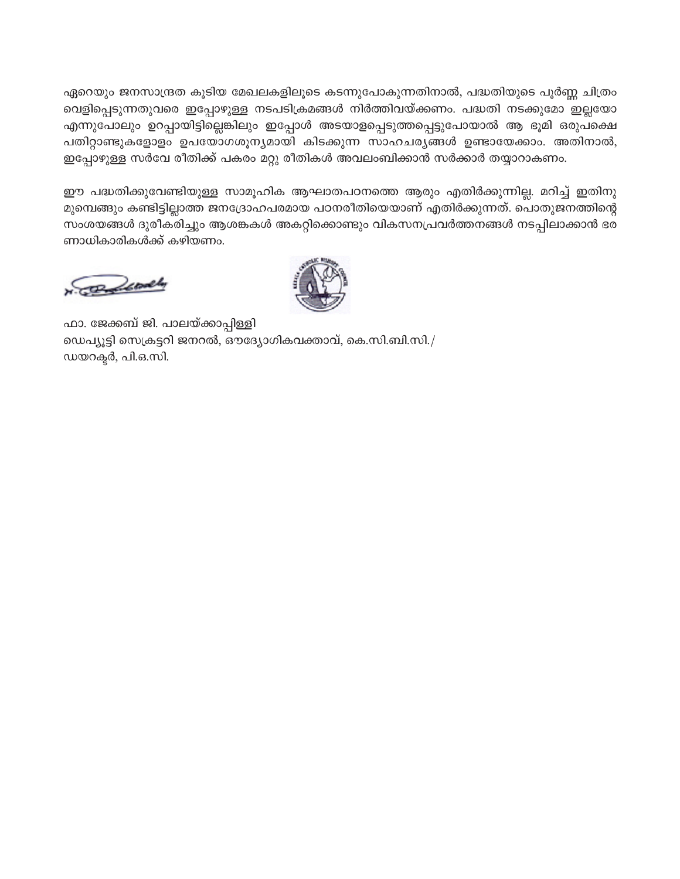ഏറെയും ജനസാന്ദ്രത കൂടിയ മേഖലകളിലൂടെ കടന്നുപോകുന്നതിനാൽ, പദ്ധതിയുടെ പൂർണ്ണ ചിത്രം വെളിപ്പെടുന്നതുവരെ ഇപ്പോഴുള്ള നടപടിക്രമങ്ങൾ നിർത്തിവയ്ക്കണം. പദ്ധതി നടക്കുമോ ഇല്ലയോ എന്നുപോലും ഉറപ്പായിട്ടില്ലെങ്കിലും ഇപ്പോൾ അടയാളപ്പെടുത്തപ്പെട്ടുപോയാൽ ആ ഭൂമി ഒരുപക്ഷെ പതിറ്റാണ്ടുകളോളം ഉപയോഗശൂന്യമായി കിടക്കുന്ന സാഹചര്യങ്ങൾ ഉണ്ടായേക്കാം. അതിനാൽ, ഇപ്പോഴുള്ള സർവേ രീതിക്ക് പകരം മറ്റു രീതികൾ അവലംബിക്കാൻ സർക്കാർ തയ്യാറാകണം.

ഈ പദ്ധതിക്കുവേണ്ടിയുള്ള സാമൂഹിക ആഘാതപഠനത്തെ ആരും എതിർക്കുന്നില്ല. മറിച്ച് ഇതിനു മുമ്പെങ്ങും കണ്ടിട്ടില്ലാത്ത ജനദ്രോഹപരമായ പഠനരീതിയെയാണ് എതിർക്കുന്നത്. പൊതുജനത്തിന്റെ സംശയങ്ങൾ ദുരീകരിച്ചും ആശങ്കകൾ അകറ്റിക്കൊണ്ടും വികസനപ്രവർത്തനങ്ങൾ നടപ്പിലാക്കാൻ ഭരണാധികാരികൾക്ക് കഴിയണം.

ഫാ. ജേക്കബ് ജി. പാലയ്ക്കാപ്പിള്ളി
ഡെപ്യൂട്ടി സെക്രട്ടറി ജനറൽ, ഔദ്യോഗികവക്താവ്, കെ.സി.ബി.സി./
ഡയറക്ടർ, പി.ഒ.സി.